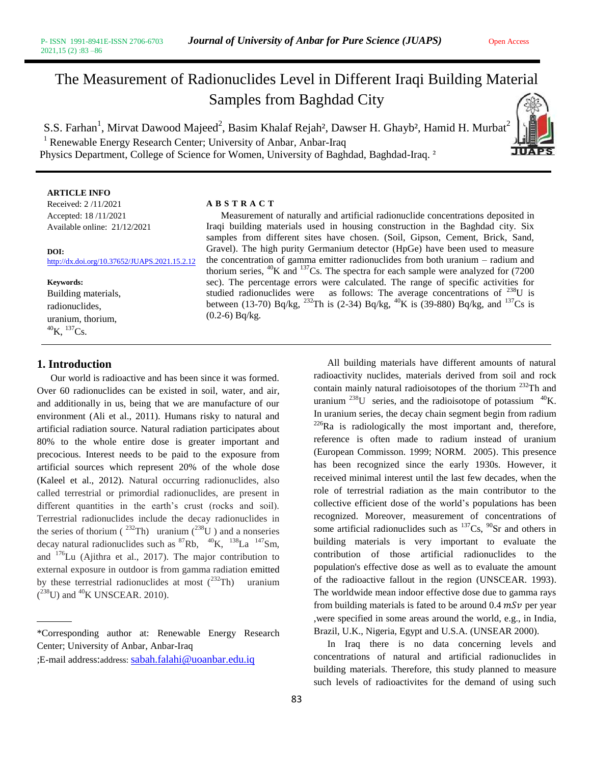# The Measurement of Radionuclides Level in Different Iraqi Building Material Samples from Baghdad City

S.S. Farhan[1], Mirvat Dawood Majeed[2], Basim Khalaf Rejah[2], Dawser H. Ghayb[2], Hamid H. Murbat[2]

[1] Renewable Energy Research Center; University of Anbar, Anbar-Iraq

Physics Department, College of Science for Women, University of Baghdad, Baghdad-Iraq. [2]

**ARTICLE INFO**

Received: 2 /11/2021
Accepted: 18 /11/2021
Available online: 21/12/2021

**DOI:**
http://dx.doi.org/10.37652/JUAPS.2021.15.2.12

**Keywords:**
Building materials, radionuclides, uranium, thorium, $^{40}$K, $^{137}$Cs.

**A B S T R A C T**

Measurement of naturally and artificial radionuclide concentrations deposited in Iraqi building materials used in housing construction in the Baghdad city. Six samples from different sites have chosen. (Soil, Gipson, Cement, Brick, Sand, Gravel). The high purity Germanium detector (HpGe) have been used to measure the concentration of gamma emitter radionuclides from both uranium – radium and thorium series, $^{40}$K and $^{137}$Cs. The spectra for each sample were analyzed for (7200 sec). The percentage errors were calculated. The range of specific activities for studied radionuclides were as follows: The average concentrations of $^{238}$U is between (13-70) Bq/kg, $^{232}$Th is (2-34) Bq/kg, $^{40}$K is (39-880) Bq/kg, and $^{137}$Cs is (0.2-6) Bq/kg.

## 1. Introduction

Our world is radioactive and has been since it was formed. Over 60 radionuclides can be existed in soil, water, and air, and additionally in us, being that we are manufacture of our environment (Ali et al., 2011). Humans risky to natural and artificial radiation source. Natural radiation participates about 80% to the whole entire dose is greater important and precocious. Interest needs to be paid to the exposure from artificial sources which represent 20% of the whole dose (Kaleel et al., 2012). Natural occurring radionuclides, also called terrestrial or primordial radionuclides, are present in different quantities in the earth's crust (rocks and soil). Terrestrial radionuclides include the decay radionuclides in the series of thorium ( $^{232}$Th) uranium ($^{238}$U ) and a nonseries decay natural radionuclides such as $^{87}$Rb, $^{40}$K, $^{138}$La $^{147}$Sm, and $^{176}$Lu (Ajithra et al., 2017). The major contribution to external exposure in outdoor is from gamma radiation emitted by these terrestrial radionuclides at most ($^{232}$Th) uranium ($^{238}$U) and $^{40}$K UNSCEAR. 2010).

All building materials have different amounts of natural radioactivity nuclides, materials derived from soil and rock contain mainly natural radioisotopes of the thorium $^{232}$Th and uranium $^{238}$U series, and the radioisotope of potassium $^{40}$K. In uranium series, the decay chain segment begin from radium $^{226}$Ra is radiologically the most important and, therefore, reference is often made to radium instead of uranium (European Commisson. 1999; NORM. 2005). This presence has been recognized since the early 1930s. However, it received minimal interest until the last few decades, when the role of terrestrial radiation as the main contributor to the collective efficient dose of the world's populations has been recognized. Moreover, measurement of concentrations of some artificial radionuclides such as $^{137}$Cs, $^{90}$Sr and others in building materials is very important to evaluate the contribution of those artificial radionuclides to the population's effective dose as well as to evaluate the amount of the radioactive fallout in the region (UNSCEAR. 1993). The worldwide mean indoor effective dose due to gamma rays from building materials is fated to be around 0.4 $mSv$ per year ,were specified in some areas around the world, e.g., in India, Brazil, U.K., Nigeria, Egypt and U.S.A. (UNSEAR 2000).

In Iraq there is no data concerning levels and concentrations of natural and artificial radionuclides in building materials. Therefore, this study planned to measure such levels of radioactivites for the demand of using such

---

*Corresponding author at: Renewable Energy Research Center; University of Anbar, Anbar-Iraq

;E-mail address:address: sabah.falahi@uoanbar.edu.iq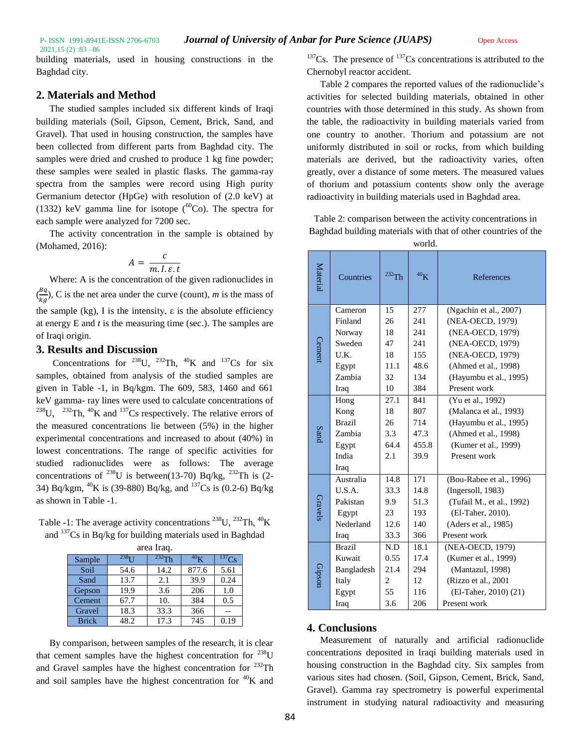building materials, used in housing constructions in the Baghdad city.

## 2. Materials and Method

The studied samples included six different kinds of Iraqi building materials (Soil, Gipson, Cement, Brick, Sand, and Gravel). That used in housing construction, the samples have been collected from different parts from Baghdad city. The samples were dried and crushed to produce 1 kg fine powder; these samples were sealed in plastic flasks. The gamma-ray spectra from the samples were record using High purity Germanium detector (HpGe) with resolution of (2.0 keV) at (1332) keV gamma line for isotope ($^{60}$Co). The spectra for each sample were analyzed for 7200 sec.

The activity concentration in the sample is obtained by (Mohamed, 2016):

$$A = \frac{c}{m.I.\varepsilon.t}$$

Where: A is the concentration of the given radionuclides in ($\frac{Bq}{kg}$), C is the net area under the curve (count), *m* is the mass of the sample (kg), I is the intensity, ε is the absolute efficiency at energy E and *t* is the measuring time (sec.). The samples are of Iraqi origin.

## 3. Results and Discussion

Concentrations for $^{238}$U, $^{232}$Th, $^{40}$K and $^{137}$Cs for six samples, obtained from analysis of the studied samples are given in Table -1, in Bq/kgm. The 609, 583, 1460 and 661 keV gamma- ray lines were used to calculate concentrations of $^{238}$U, $^{232}$Th, $^{40}$K and $^{137}$Cs respectively. The relative errors of the measured concentrations lie between (5%) in the higher experimental concentrations and increased to about (40%) in lowest concentrations. The range of specific activities for studied radionuclides were as follows: The average concentrations of $^{238}$U is between(13-70) Bq/kg, $^{232}$Th is (2-34) Bq/kgm, $^{40}$K is (39-880) Bq/kg, and $^{137}$Cs is (0.2-6) Bq/kg as shown in Table -1.

Table -1: The average activity concentrations $^{238}$U, $^{232}$Th, $^{40}$K and $^{137}$Cs in Bq/kg for building materials used in Baghdad area Iraq.

| Sample | $^{238}$U | $^{232}$Th | $^{40}$K | $^{137}$Cs |
|---|---|---|---|---|
| Soil | 54.6 | 14.2 | 877.6 | 5.61 |
| Sand | 13.7 | 2.1 | 39.9 | 0.24 |
| Gepson | 19.9 | 3.6 | 206 | 1.0 |
| Cement | 67.7 | 10. | 384 | 0.5 |
| Gravel | 18.3 | 33.3 | 366 | -- |
| Brick | 48.2 | 17.3 | 745 | 0.19 |

By comparison, between samples of the research, it is clear that cement samples have the highest concentration for $^{238}$U and Gravel samples have the highest concentration for $^{232}$Th and soil samples have the highest concentration for $^{40}$K and $^{137}$Cs. The presence of $^{137}$Cs concentrations is attributed to the Chernobyl reactor accident.

Table 2 compares the reported values of the radionuclide's activities for selected building materials, obtained in other countries with those determined in this study. As shown from the table, the radioactivity in building materials varied from one country to another. Thorium and potassium are not uniformly distributed in soil or rocks, from which building materials are derived, but the radioactivity varies, often greatly, over a distance of some meters. The measured values of thorium and potassium contents show only the average radioactivity in building materials used in Baghdad area.

Table 2: comparison between the activity concentrations in Baghdad building materials with that of other countries of the world.

| Material | Countries | $^{232}$Th | $^{40}$K | References |
|---|---|---|---|---|
| Cement | Cameron | 15 | 277 | (Ngachin et al., 2007) |
| | Finland | 26 | 241 | (NEA-OECD, 1979) |
| | Norway | 18 | 241 | (NEA-OECD, 1979) |
| | Sweden | 47 | 241 | (NEA-OECD, 1979) |
| | U.K. | 18 | 155 | (NEA-OECD, 1979) |
| | Egypt | 11.1 | 48.6 | (Ahmed et al., 1998) |
| | Zambia | 32 | 134 | (Hayumbu et al., 1995) |
| | Iraq | 10 | 384 | Present work |
| Sand | Hong | 27.1 | 841 | (Yu et al., 1992) |
| | Kong | 18 | 807 | (Malanca et al., 1993) |
| | Brazil | 26 | 714 | (Hayumbu et al., 1995) |
| | Zambia | 3.3 | 47.3 | (Ahmed et al., 1998) |
| | Egypt | 64.4 | 455.8 | (Kumer et al., 1999) |
| | India | 2.1 | 39.9 | Present work |
| | Iraq | | | |
| Gravels | Australia | 14.8 | 171 | (Bou-Rabee et al., 1996) |
| | U.S.A. | 33.3 | 14.8 | (Ingersoll, 1983) |
| | Pakistan | 9.9 | 51.3 | (Tufail M., et al., 1992) |
| | Egypt | 23 | 193 | (El-Taher, 2010). |
| | Nederland | 12.6 | 140 | (Aders et al., 1985) |
| | Iraq | 33.3 | 366 | Present work |
| Gipson | Brazil | N.D | 18.1 | (NEA-OECD, 1979) |
| | Kuwait | 0.55 | 17.4 | (Kumer et al., 1999) |
| | Bangladesh | 21.4 | 294 | (Mantazul, 1998) |
| | Italy | 2 | 12 | (Rizzo et al., 2001 |
| | Egypt | 55 | 116 | (El-Taher, 2010) (21) |
| | Iraq | 3.6 | 206 | Present work |

## 4. Conclusions

Measurement of naturally and artificial radionuclide concentrations deposited in Iraqi building materials used in housing construction in the Baghdad city. Six samples from various sites had chosen. (Soil, Gipson, Cement, Brick, Sand, Gravel). Gamma ray spectrometry is powerful experimental instrument in studying natural radioactivity and measuring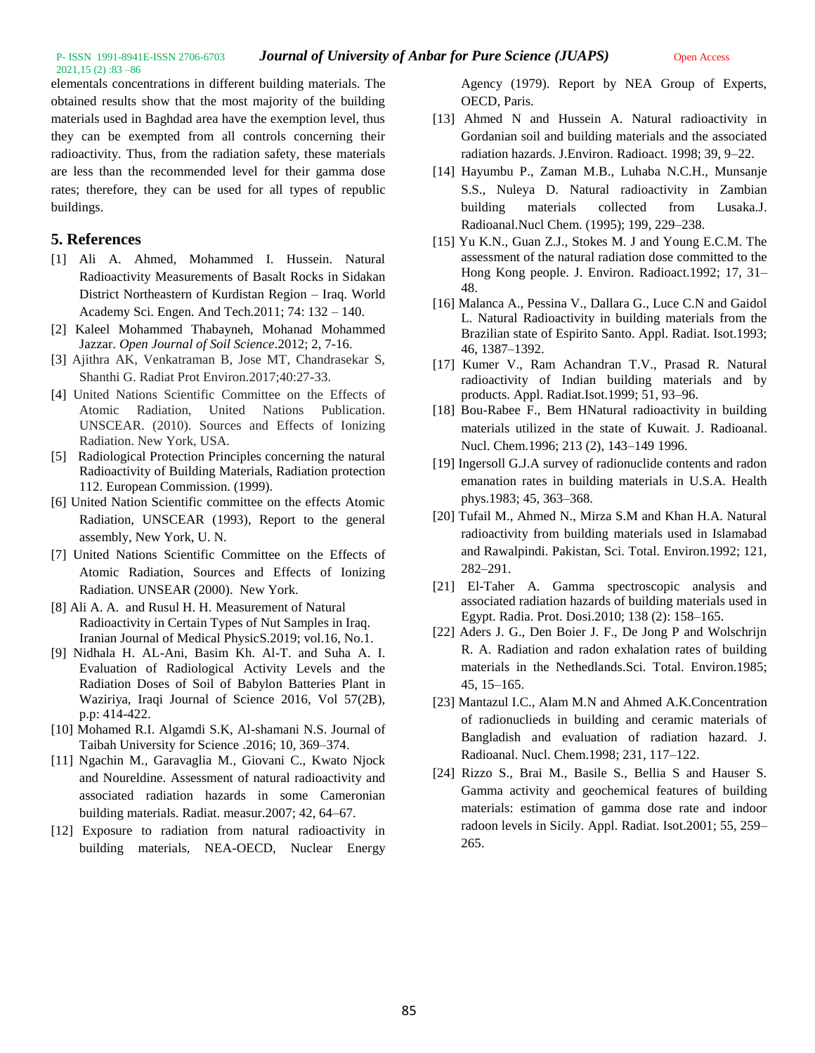elementals concentrations in different building materials. The obtained results show that the most majority of the building materials used in Baghdad area have the exemption level, thus they can be exempted from all controls concerning their radioactivity. Thus, from the radiation safety, these materials are less than the recommended level for their gamma dose rates; therefore, they can be used for all types of republic buildings.

## 5. References

[1] Ali A. Ahmed, Mohammed I. Hussein. Natural Radioactivity Measurements of Basalt Rocks in Sidakan District Northeastern of Kurdistan Region – Iraq. World Academy Sci. Engen. And Tech.2011; 74: 132 – 140.

[2] Kaleel Mohammed Thabayneh, Mohanad Mohammed Jazzar. *Open Journal of Soil Science*.2012; 2, 7-16.

[3] Ajithra AK, Venkatraman B, Jose MT, Chandrasekar S, Shanthi G. Radiat Prot Environ.2017;40:27-33.

[4] United Nations Scientific Committee on the Effects of Atomic Radiation, United Nations Publication. UNSCEAR. (2010). Sources and Effects of Ionizing Radiation. New York, USA.

[5] Radiological Protection Principles concerning the natural Radioactivity of Building Materials, Radiation protection 112. European Commission. (1999).

[6] United Nation Scientific committee on the effects Atomic Radiation, UNSCEAR (1993), Report to the general assembly, New York, U. N.

[7] United Nations Scientific Committee on the Effects of Atomic Radiation, Sources and Effects of Ionizing Radiation. UNSEAR (2000). New York.

[8] Ali A. A. and Rusul H. H. Measurement of Natural Radioactivity in Certain Types of Nut Samples in Iraq. Iranian Journal of Medical PhysicS.2019; vol.16, No.1.

[9] Nidhala H. AL-Ani, Basim Kh. Al-T. and Suha A. I. Evaluation of Radiological Activity Levels and the Radiation Doses of Soil of Babylon Batteries Plant in Waziriya, Iraqi Journal of Science 2016, Vol 57(2B), p.p: 414-422.

[10] Mohamed R.I. Algamdi S.K, Al-shamani N.S. Journal of Taibah University for Science .2016; 10, 369–374.

[11] Ngachin M., Garavaglia M., Giovani C., Kwato Njock and Noureldine. Assessment of natural radioactivity and associated radiation hazards in some Cameronian building materials. Radiat. measur.2007; 42, 64–67.

[12] Exposure to radiation from natural radioactivity in building materials, NEA-OECD, Nuclear Energy Agency (1979). Report by NEA Group of Experts, OECD, Paris.

[13] Ahmed N and Hussein A. Natural radioactivity in Gordanian soil and building materials and the associated radiation hazards. J.Environ. Radioact. 1998; 39, 9–22.

[14] Hayumbu P., Zaman M.B., Luhaba N.C.H., Munsanje S.S., Nuleya D. Natural radioactivity in Zambian building materials collected from Lusaka.J. Radioanal.Nucl Chem. (1995); 199, 229–238.

[15] Yu K.N., Guan Z.J., Stokes M. J and Young E.C.M. The assessment of the natural radiation dose committed to the Hong Kong people. J. Environ. Radioact.1992; 17, 31–48.

[16] Malanca A., Pessina V., Dallara G., Luce C.N and Gaidol L. Natural Radioactivity in building materials from the Brazilian state of Espirito Santo. Appl. Radiat. Isot.1993; 46, 1387–1392.

[17] Kumer V., Ram Achandran T.V., Prasad R. Natural radioactivity of Indian building materials and by products. Appl. Radiat.Isot.1999; 51, 93–96.

[18] Bou-Rabee F., Bem HNatural radioactivity in building materials utilized in the state of Kuwait. J. Radioanal. Nucl. Chem.1996; 213 (2), 143–149 1996.

[19] Ingersoll G.J.A survey of radionuclide contents and radon emanation rates in building materials in U.S.A. Health phys.1983; 45, 363–368.

[20] Tufail M., Ahmed N., Mirza S.M and Khan H.A. Natural radioactivity from building materials used in Islamabad and Rawalpindi. Pakistan, Sci. Total. Environ.1992; 121, 282–291.

[21] El-Taher A. Gamma spectroscopic analysis and associated radiation hazards of building materials used in Egypt. Radia. Prot. Dosi.2010; 138 (2): 158–165.

[22] Aders J. G., Den Boier J. F., De Jong P and Wolschrijn R. A. Radiation and radon exhalation rates of building materials in the Nethedlands.Sci. Total. Environ.1985; 45, 15–165.

[23] Mantazul I.C., Alam M.N and Ahmed A.K.Concentration of radionuclieds in building and ceramic materials of Bangladish and evaluation of radiation hazard. J. Radioanal. Nucl. Chem.1998; 231, 117–122.

[24] Rizzo S., Brai M., Basile S., Bellia S and Hauser S. Gamma activity and geochemical features of building materials: estimation of gamma dose rate and indoor radoon levels in Sicily. Appl. Radiat. Isot.2001; 55, 259–265.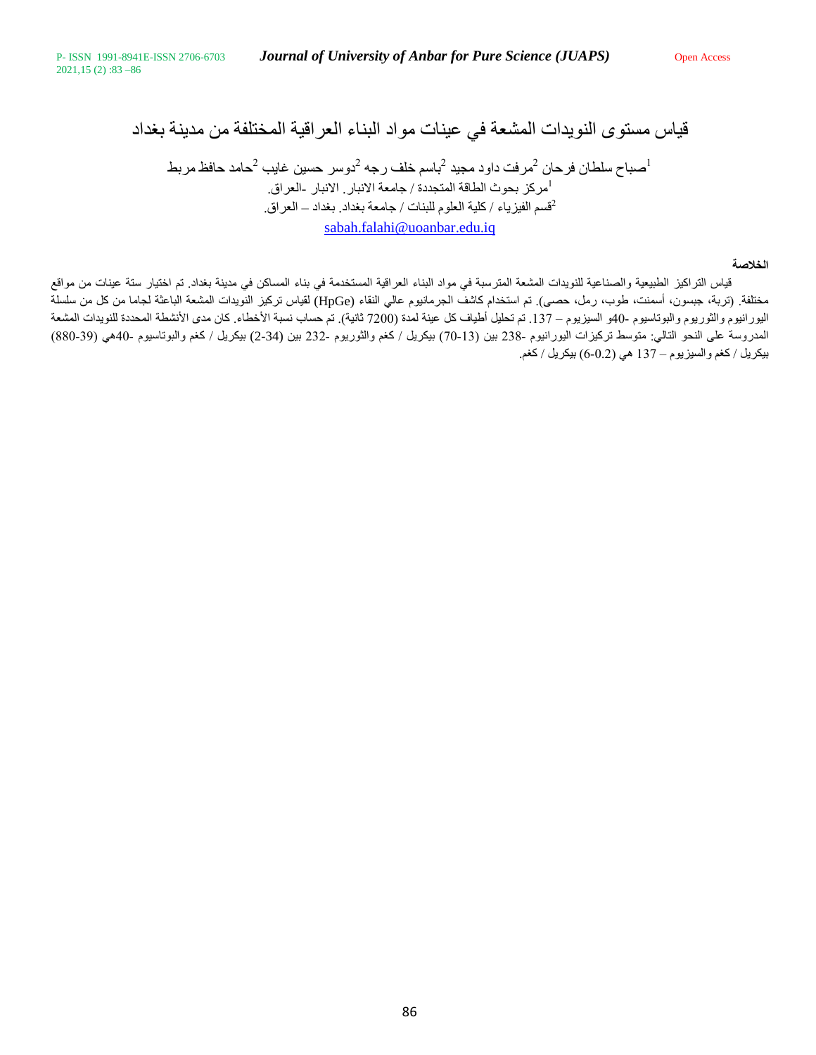# قياس مستوى النويدات المشعة في عينات مواد البناء العراقية المختلفة من مدينة بغداد

[1]صباح سلطان فرحان [2]مرفت داود مجيد [2]باسم خلف رجه [2]دوسر حسين غايب [2]حامد حافظ مربط

[1]مركز بحوث الطاقة المتجددة / جامعة الانبار. الانبار -العراق.

[2]قسم الفيزياء / كلية العلوم للبنات / جامعة بغداد. بغداد – العراق.

sabah.falahi@uoanbar.edu.iq

**الخلاصة**

قياس التراكيز الطبيعية والصناعية للنويدات المشعة المترسبة في مواد البناء العراقية المستخدمة في بناء المساكن في مدينة بغداد. تم اختيار ستة عينات من مواقع مختلفة. (تربة، جبسون، أسمنت، طوب، رمل، حصى). تم استخدام كاشف الجرمانيوم عالي النقاء (HpGe) لقياس تركيز النويدات المشعة الباعثة لجاما من كل من سلسلة اليورانيوم والثوريوم والبوتاسيوم -40و السيزيوم – 137. تم تحليل أطياف كل عينة لمدة (7200 ثانية). تم حساب نسبة الأخطاء. كان مدى الأنشطة المحددة للنويدات المشعة المدروسة على النحو التالي: متوسط تركيزات اليورانيوم -238 بين (13-70) بيكريل / كغم والثوريوم -232 بين (2-34) بيكريل / كغم والبوتاسيوم -40هي (39-880) بيكريل / كغم والسيزيوم – 137 هي (0.2-6) بيكريل / كغم.